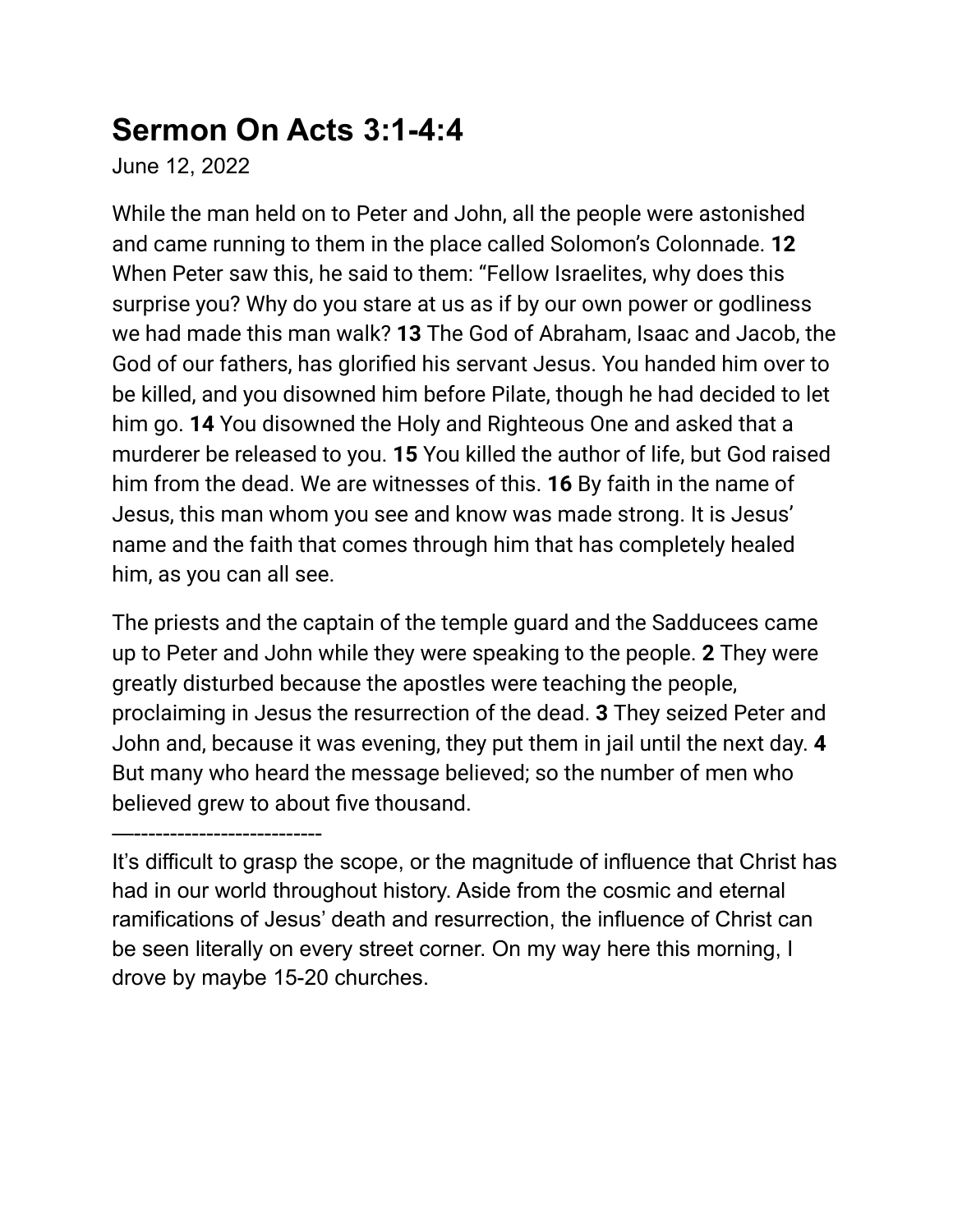# Sermon On Acts 3:1-4:4

June 12, 2022

While the man held on to Peter and John, all the people were astonished and came running to them in the place called Solomon's Colonnade. **12** When Peter saw this, he said to them: "Fellow Israelites, why does this surprise you? Why do you stare at us as if by our own power or godliness we had made this man walk? **13** The God of Abraham, Isaac and Jacob, the God of our fathers, has glorified his servant Jesus. You handed him over to be killed, and you disowned him before Pilate, though he had decided to let him go. **14** You disowned the Holy and Righteous One and asked that a murderer be released to you. **15** You killed the author of life, but God raised him from the dead. We are witnesses of this. **16** By faith in the name of Jesus, this man whom you see and know was made strong. It is Jesus' name and the faith that comes through him that has completely healed him, as you can all see.

The priests and the captain of the temple guard and the Sadducees came up to Peter and John while they were speaking to the people. **2** They were greatly disturbed because the apostles were teaching the people, proclaiming in Jesus the resurrection of the dead. **3** They seized Peter and John and, because it was evening, they put them in jail until the next day. **4** But many who heard the message believed; so the number of men who believed grew to about five thousand.

—--------------------------

It's difficult to grasp the scope, or the magnitude of influence that Christ has had in our world throughout history. Aside from the cosmic and eternal ramifications of Jesus' death and resurrection, the influence of Christ can be seen literally on every street corner. On my way here this morning, I drove by maybe 15-20 churches.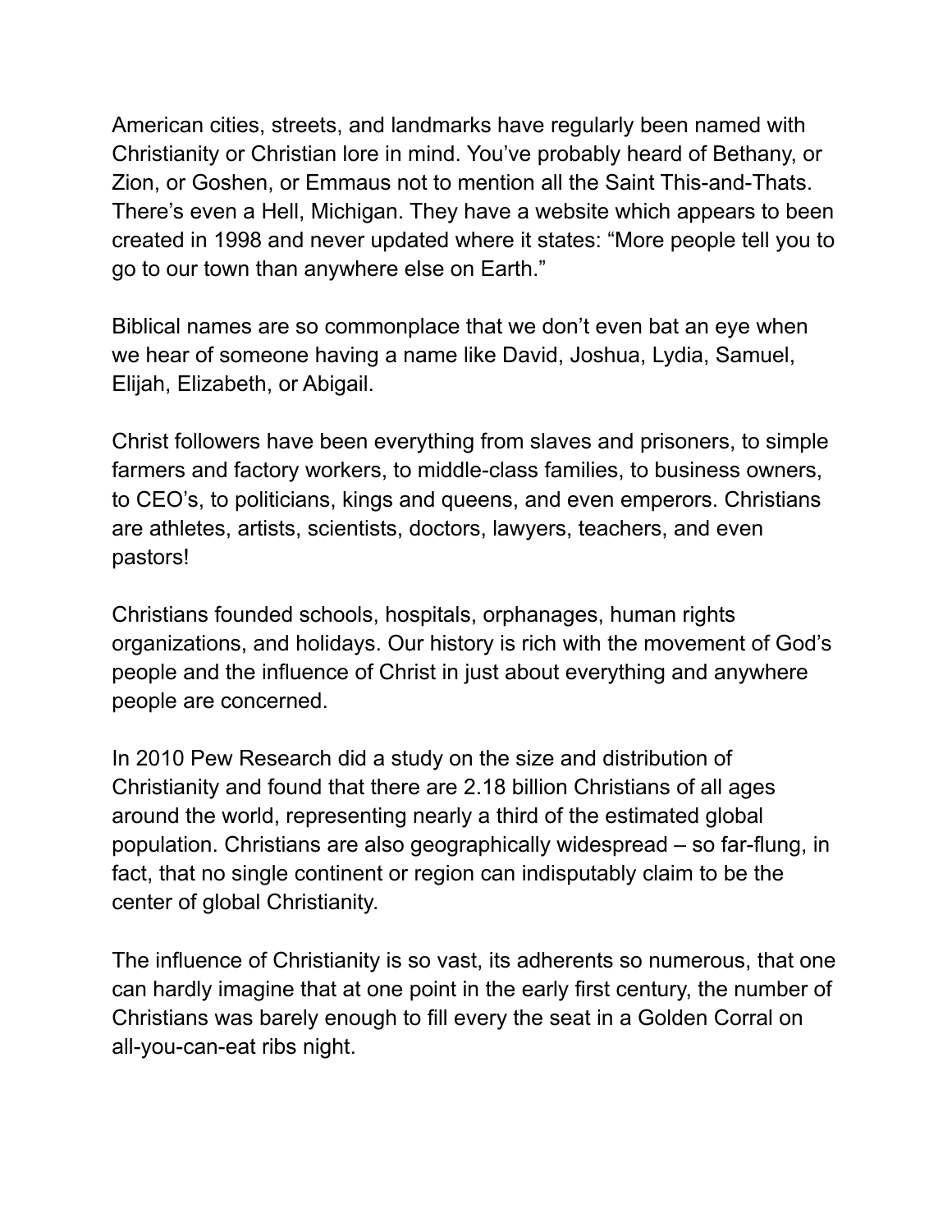American cities, streets, and landmarks have regularly been named with Christianity or Christian lore in mind. You've probably heard of Bethany, or Zion, or Goshen, or Emmaus not to mention all the Saint This-and-Thats. There's even a Hell, Michigan. They have a website which appears to been created in 1998 and never updated where it states: "More people tell you to go to our town than anywhere else on Earth."

Biblical names are so commonplace that we don't even bat an eye when we hear of someone having a name like David, Joshua, Lydia, Samuel, Elijah, Elizabeth, or Abigail.

Christ followers have been everything from slaves and prisoners, to simple farmers and factory workers, to middle-class families, to business owners, to CEO's, to politicians, kings and queens, and even emperors. Christians are athletes, artists, scientists, doctors, lawyers, teachers, and even pastors!

Christians founded schools, hospitals, orphanages, human rights organizations, and holidays. Our history is rich with the movement of God's people and the influence of Christ in just about everything and anywhere people are concerned.

In 2010 Pew Research did a study on the size and distribution of Christianity and found that there are 2.18 billion Christians of all ages around the world, representing nearly a third of the estimated global population. Christians are also geographically widespread – so far-flung, in fact, that no single continent or region can indisputably claim to be the center of global Christianity.

The influence of Christianity is so vast, its adherents so numerous, that one can hardly imagine that at one point in the early first century, the number of Christians was barely enough to fill every the seat in a Golden Corral on all-you-can-eat ribs night.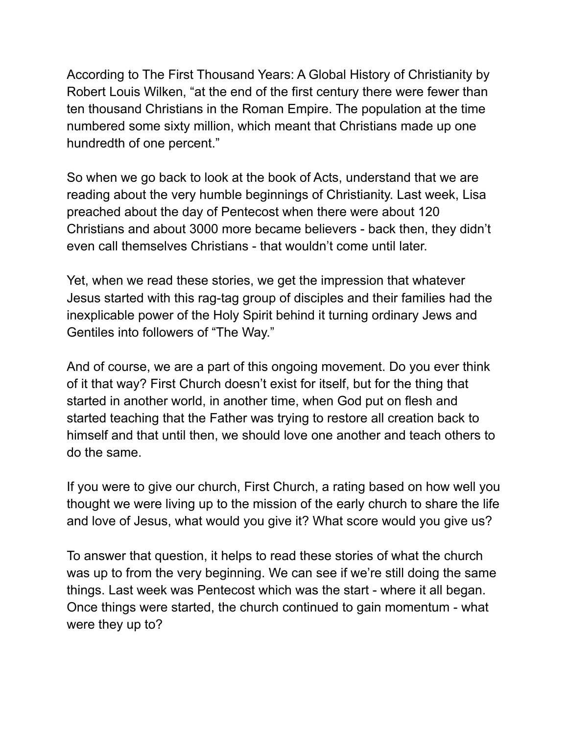According to The First Thousand Years: A Global History of Christianity by Robert Louis Wilken, “at the end of the first century there were fewer than ten thousand Christians in the Roman Empire. The population at the time numbered some sixty million, which meant that Christians made up one hundredth of one percent.”

So when we go back to look at the book of Acts, understand that we are reading about the very humble beginnings of Christianity. Last week, Lisa preached about the day of Pentecost when there were about 120 Christians and about 3000 more became believers - back then, they didn’t even call themselves Christians - that wouldn’t come until later.

Yet, when we read these stories, we get the impression that whatever Jesus started with this rag-tag group of disciples and their families had the inexplicable power of the Holy Spirit behind it turning ordinary Jews and Gentiles into followers of “The Way.”

And of course, we are a part of this ongoing movement. Do you ever think of it that way? First Church doesn’t exist for itself, but for the thing that started in another world, in another time, when God put on flesh and started teaching that the Father was trying to restore all creation back to himself and that until then, we should love one another and teach others to do the same.

If you were to give our church, First Church, a rating based on how well you thought we were living up to the mission of the early church to share the life and love of Jesus, what would you give it? What score would you give us?

To answer that question, it helps to read these stories of what the church was up to from the very beginning. We can see if we’re still doing the same things. Last week was Pentecost which was the start - where it all began. Once things were started, the church continued to gain momentum - what were they up to?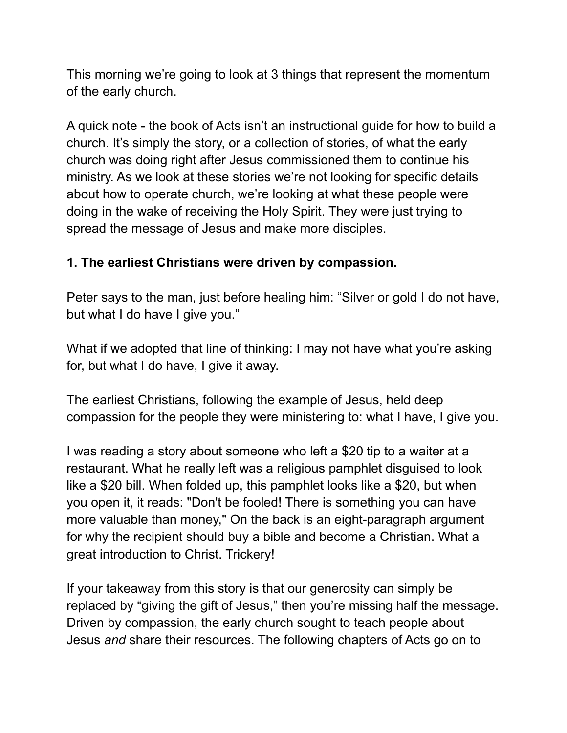This morning we're going to look at 3 things that represent the momentum of the early church.

A quick note - the book of Acts isn't an instructional guide for how to build a church. It's simply the story, or a collection of stories, of what the early church was doing right after Jesus commissioned them to continue his ministry. As we look at these stories we're not looking for specific details about how to operate church, we're looking at what these people were doing in the wake of receiving the Holy Spirit. They were just trying to spread the message of Jesus and make more disciples.

**1. The earliest Christians were driven by compassion.**

Peter says to the man, just before healing him: "Silver or gold I do not have, but what I do have I give you."

What if we adopted that line of thinking: I may not have what you're asking for, but what I do have, I give it away.

The earliest Christians, following the example of Jesus, held deep compassion for the people they were ministering to: what I have, I give you.

I was reading a story about someone who left a $20 tip to a waiter at a restaurant. What he really left was a religious pamphlet disguised to look like a $20 bill. When folded up, this pamphlet looks like a $20, but when you open it, it reads: "Don't be fooled! There is something you can have more valuable than money," On the back is an eight-paragraph argument for why the recipient should buy a bible and become a Christian. What a great introduction to Christ. Trickery!

If your takeaway from this story is that our generosity can simply be replaced by "giving the gift of Jesus," then you're missing half the message. Driven by compassion, the early church sought to teach people about Jesus *and* share their resources. The following chapters of Acts go on to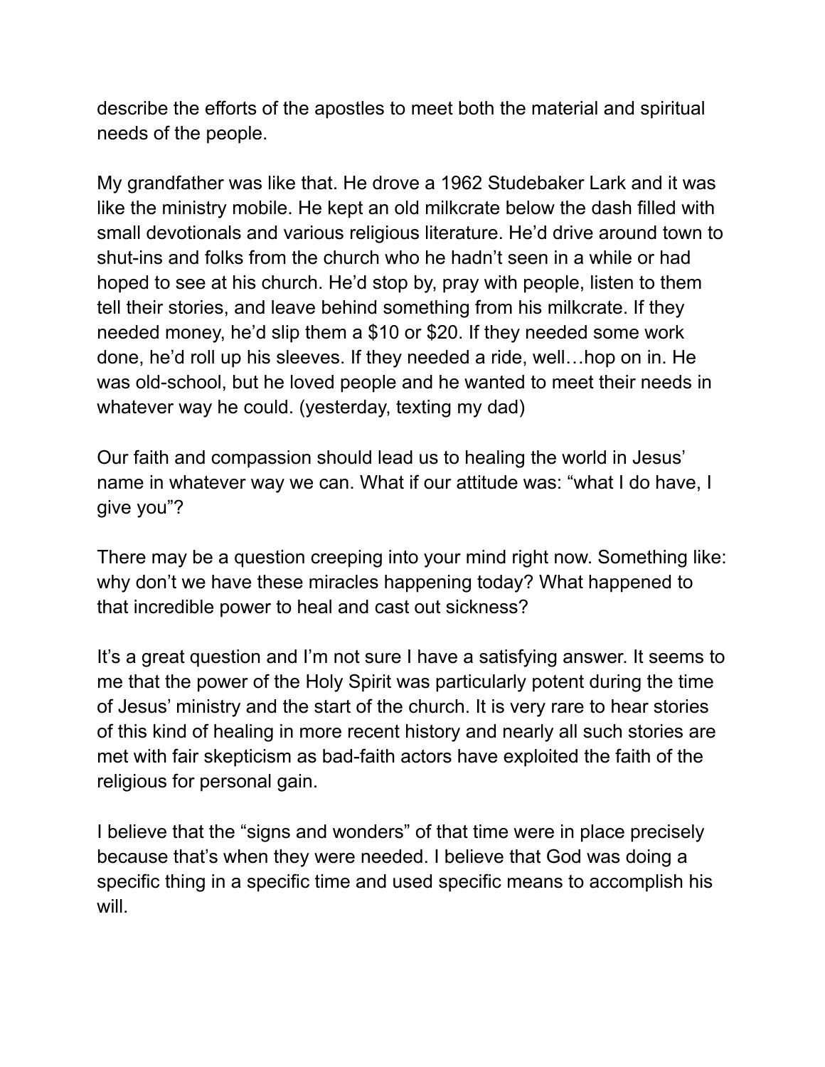describe the efforts of the apostles to meet both the material and spiritual needs of the people.

My grandfather was like that. He drove a 1962 Studebaker Lark and it was like the ministry mobile. He kept an old milkcrate below the dash filled with small devotionals and various religious literature. He'd drive around town to shut-ins and folks from the church who he hadn't seen in a while or had hoped to see at his church. He'd stop by, pray with people, listen to them tell their stories, and leave behind something from his milkcrate. If they needed money, he'd slip them a $10 or $20. If they needed some work done, he'd roll up his sleeves. If they needed a ride, well…hop on in. He was old-school, but he loved people and he wanted to meet their needs in whatever way he could. (yesterday, texting my dad)

Our faith and compassion should lead us to healing the world in Jesus' name in whatever way we can. What if our attitude was: "what I do have, I give you"?

There may be a question creeping into your mind right now. Something like: why don't we have these miracles happening today? What happened to that incredible power to heal and cast out sickness?

It's a great question and I'm not sure I have a satisfying answer. It seems to me that the power of the Holy Spirit was particularly potent during the time of Jesus' ministry and the start of the church. It is very rare to hear stories of this kind of healing in more recent history and nearly all such stories are met with fair skepticism as bad-faith actors have exploited the faith of the religious for personal gain.

I believe that the "signs and wonders" of that time were in place precisely because that's when they were needed. I believe that God was doing a specific thing in a specific time and used specific means to accomplish his will.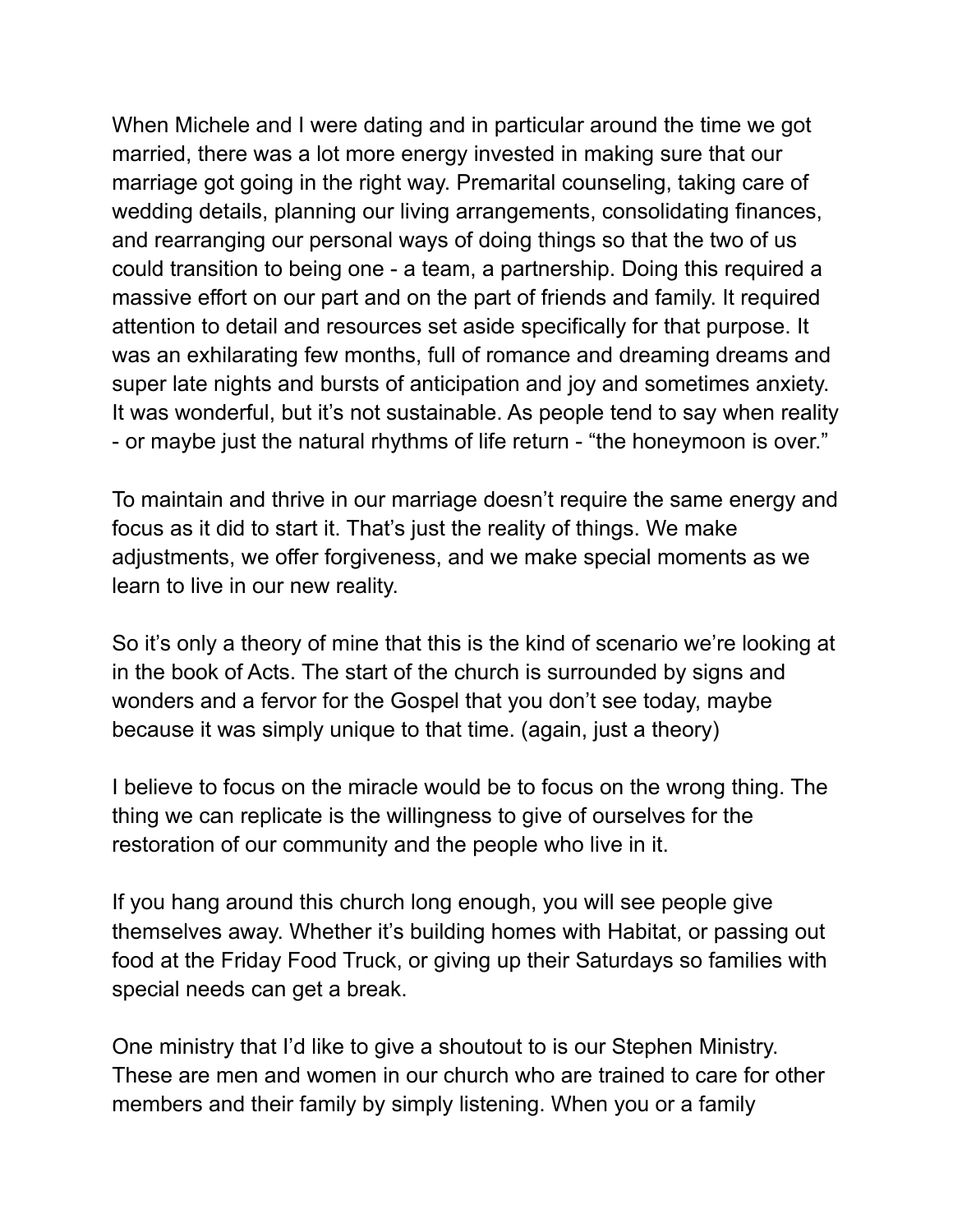When Michele and I were dating and in particular around the time we got married, there was a lot more energy invested in making sure that our marriage got going in the right way. Premarital counseling, taking care of wedding details, planning our living arrangements, consolidating finances, and rearranging our personal ways of doing things so that the two of us could transition to being one - a team, a partnership. Doing this required a massive effort on our part and on the part of friends and family. It required attention to detail and resources set aside specifically for that purpose. It was an exhilarating few months, full of romance and dreaming dreams and super late nights and bursts of anticipation and joy and sometimes anxiety. It was wonderful, but it's not sustainable. As people tend to say when reality - or maybe just the natural rhythms of life return - "the honeymoon is over."

To maintain and thrive in our marriage doesn't require the same energy and focus as it did to start it. That's just the reality of things. We make adjustments, we offer forgiveness, and we make special moments as we learn to live in our new reality.

So it's only a theory of mine that this is the kind of scenario we're looking at in the book of Acts. The start of the church is surrounded by signs and wonders and a fervor for the Gospel that you don't see today, maybe because it was simply unique to that time. (again, just a theory)

I believe to focus on the miracle would be to focus on the wrong thing. The thing we can replicate is the willingness to give of ourselves for the restoration of our community and the people who live in it.

If you hang around this church long enough, you will see people give themselves away. Whether it's building homes with Habitat, or passing out food at the Friday Food Truck, or giving up their Saturdays so families with special needs can get a break.

One ministry that I'd like to give a shoutout to is our Stephen Ministry. These are men and women in our church who are trained to care for other members and their family by simply listening. When you or a family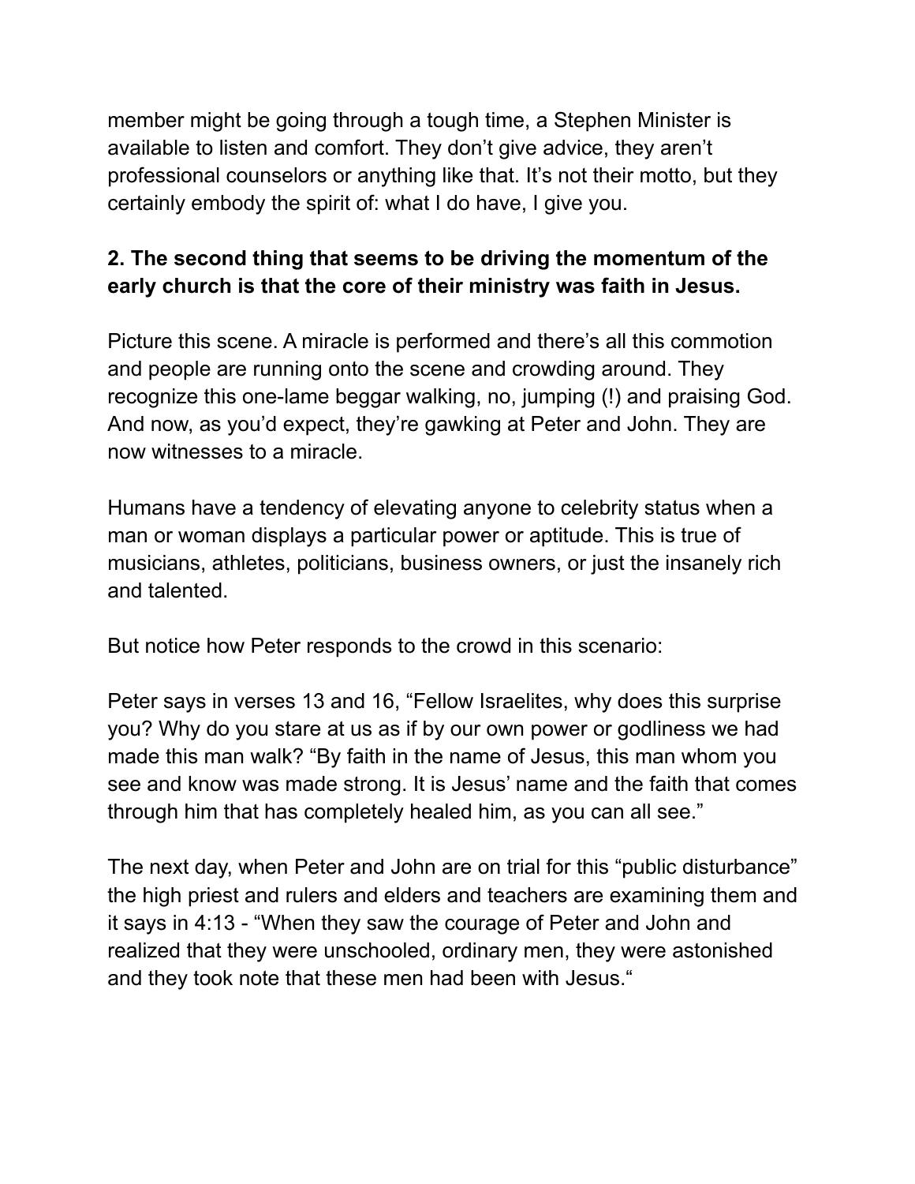member might be going through a tough time, a Stephen Minister is available to listen and comfort. They don't give advice, they aren't professional counselors or anything like that. It's not their motto, but they certainly embody the spirit of: what I do have, I give you.

**2. The second thing that seems to be driving the momentum of the early church is that the core of their ministry was faith in Jesus.**

Picture this scene. A miracle is performed and there's all this commotion and people are running onto the scene and crowding around. They recognize this one-lame beggar walking, no, jumping (!) and praising God. And now, as you'd expect, they're gawking at Peter and John. They are now witnesses to a miracle.

Humans have a tendency of elevating anyone to celebrity status when a man or woman displays a particular power or aptitude. This is true of musicians, athletes, politicians, business owners, or just the insanely rich and talented.

But notice how Peter responds to the crowd in this scenario:

Peter says in verses 13 and 16, "Fellow Israelites, why does this surprise you? Why do you stare at us as if by our own power or godliness we had made this man walk? "By faith in the name of Jesus, this man whom you see and know was made strong. It is Jesus' name and the faith that comes through him that has completely healed him, as you can all see."

The next day, when Peter and John are on trial for this "public disturbance" the high priest and rulers and elders and teachers are examining them and it says in 4:13 - "When they saw the courage of Peter and John and realized that they were unschooled, ordinary men, they were astonished and they took note that these men had been with Jesus."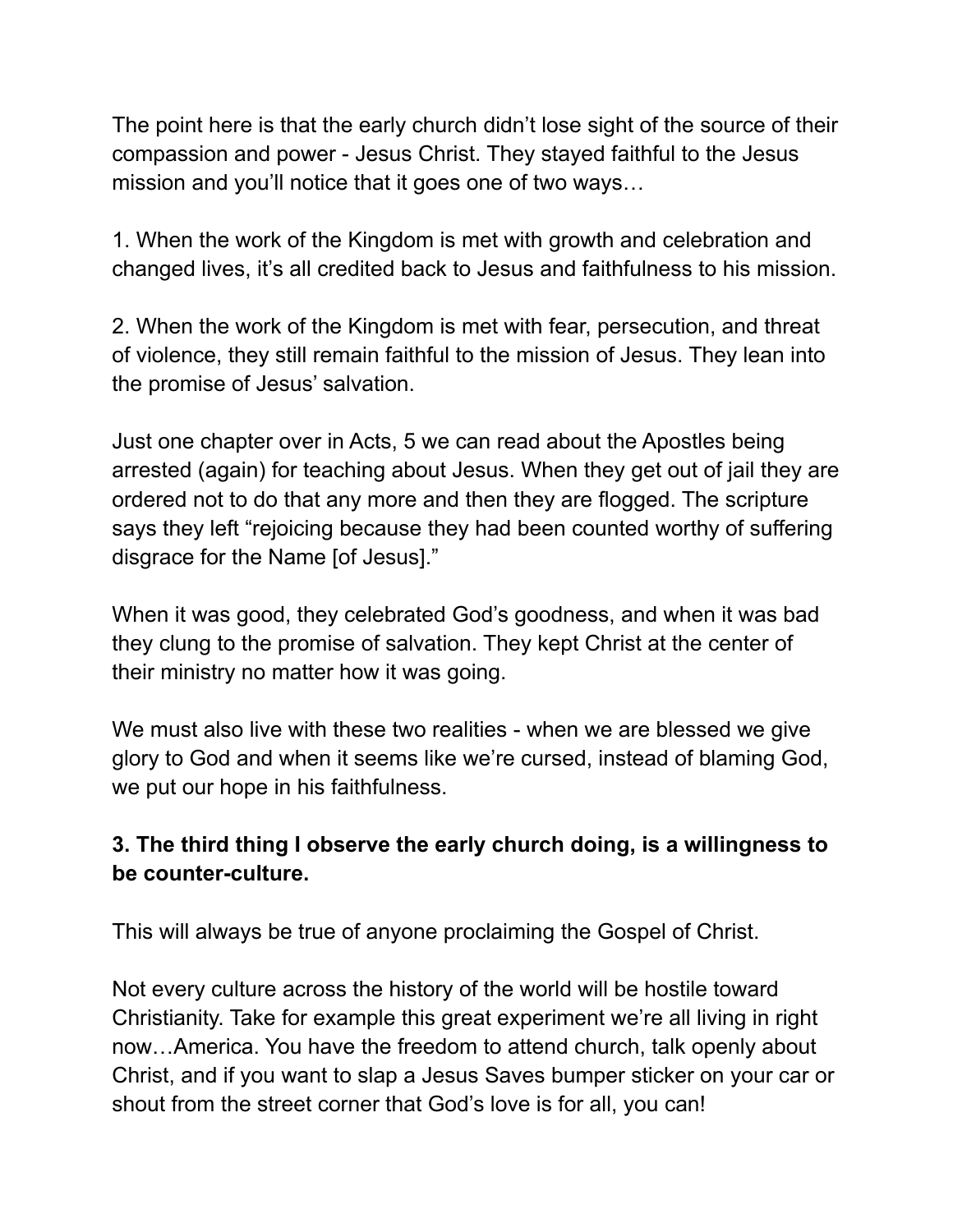The point here is that the early church didn't lose sight of the source of their compassion and power - Jesus Christ. They stayed faithful to the Jesus mission and you'll notice that it goes one of two ways…

1. When the work of the Kingdom is met with growth and celebration and changed lives, it's all credited back to Jesus and faithfulness to his mission.

2. When the work of the Kingdom is met with fear, persecution, and threat of violence, they still remain faithful to the mission of Jesus. They lean into the promise of Jesus' salvation.

Just one chapter over in Acts, 5 we can read about the Apostles being arrested (again) for teaching about Jesus. When they get out of jail they are ordered not to do that any more and then they are flogged. The scripture says they left "rejoicing because they had been counted worthy of suffering disgrace for the Name [of Jesus]."

When it was good, they celebrated God's goodness, and when it was bad they clung to the promise of salvation. They kept Christ at the center of their ministry no matter how it was going.

We must also live with these two realities - when we are blessed we give glory to God and when it seems like we're cursed, instead of blaming God, we put our hope in his faithfulness.

**3. The third thing I observe the early church doing, is a willingness to be counter-culture.**

This will always be true of anyone proclaiming the Gospel of Christ.

Not every culture across the history of the world will be hostile toward Christianity. Take for example this great experiment we're all living in right now…America. You have the freedom to attend church, talk openly about Christ, and if you want to slap a Jesus Saves bumper sticker on your car or shout from the street corner that God's love is for all, you can!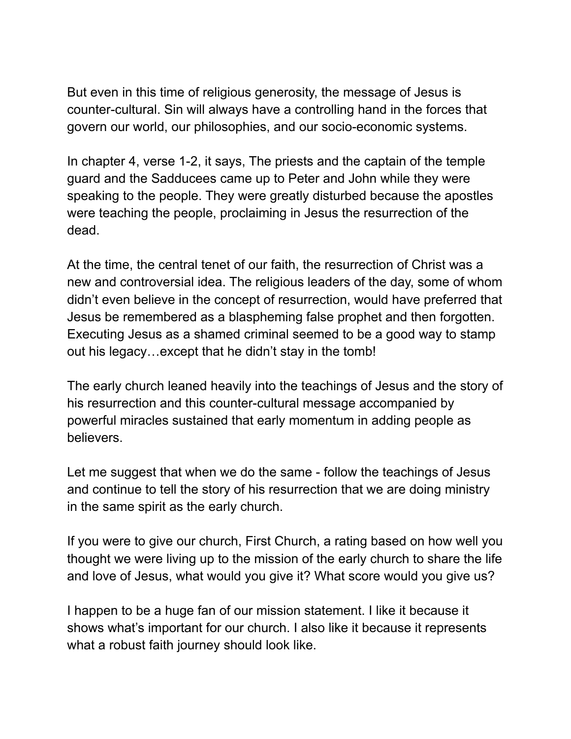But even in this time of religious generosity, the message of Jesus is counter-cultural. Sin will always have a controlling hand in the forces that govern our world, our philosophies, and our socio-economic systems.

In chapter 4, verse 1-2, it says, The priests and the captain of the temple guard and the Sadducees came up to Peter and John while they were speaking to the people. They were greatly disturbed because the apostles were teaching the people, proclaiming in Jesus the resurrection of the dead.

At the time, the central tenet of our faith, the resurrection of Christ was a new and controversial idea. The religious leaders of the day, some of whom didn't even believe in the concept of resurrection, would have preferred that Jesus be remembered as a blaspheming false prophet and then forgotten. Executing Jesus as a shamed criminal seemed to be a good way to stamp out his legacy…except that he didn't stay in the tomb!

The early church leaned heavily into the teachings of Jesus and the story of his resurrection and this counter-cultural message accompanied by powerful miracles sustained that early momentum in adding people as believers.

Let me suggest that when we do the same - follow the teachings of Jesus and continue to tell the story of his resurrection that we are doing ministry in the same spirit as the early church.

If you were to give our church, First Church, a rating based on how well you thought we were living up to the mission of the early church to share the life and love of Jesus, what would you give it? What score would you give us?

I happen to be a huge fan of our mission statement. I like it because it shows what's important for our church. I also like it because it represents what a robust faith journey should look like.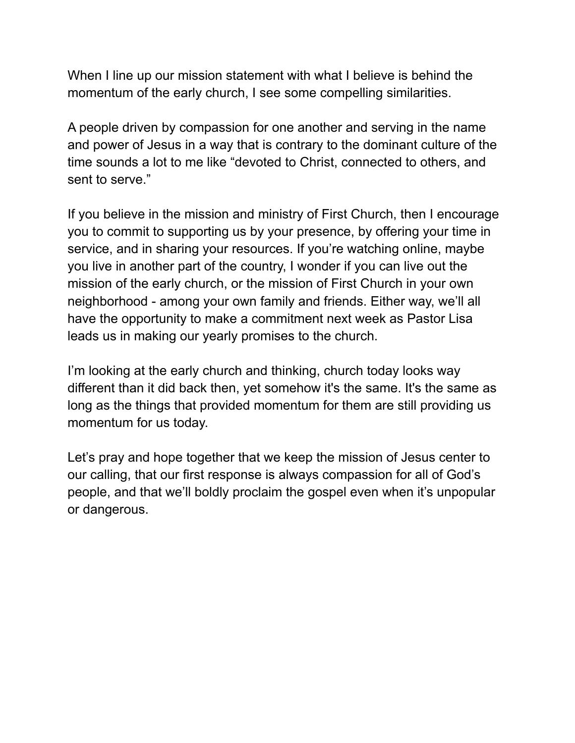When I line up our mission statement with what I believe is behind the momentum of the early church, I see some compelling similarities.

A people driven by compassion for one another and serving in the name and power of Jesus in a way that is contrary to the dominant culture of the time sounds a lot to me like "devoted to Christ, connected to others, and sent to serve."

If you believe in the mission and ministry of First Church, then I encourage you to commit to supporting us by your presence, by offering your time in service, and in sharing your resources. If you're watching online, maybe you live in another part of the country, I wonder if you can live out the mission of the early church, or the mission of First Church in your own neighborhood - among your own family and friends. Either way, we'll all have the opportunity to make a commitment next week as Pastor Lisa leads us in making our yearly promises to the church.

I'm looking at the early church and thinking, church today looks way different than it did back then, yet somehow it's the same. It's the same as long as the things that provided momentum for them are still providing us momentum for us today.

Let's pray and hope together that we keep the mission of Jesus center to our calling, that our first response is always compassion for all of God's people, and that we'll boldly proclaim the gospel even when it's unpopular or dangerous.